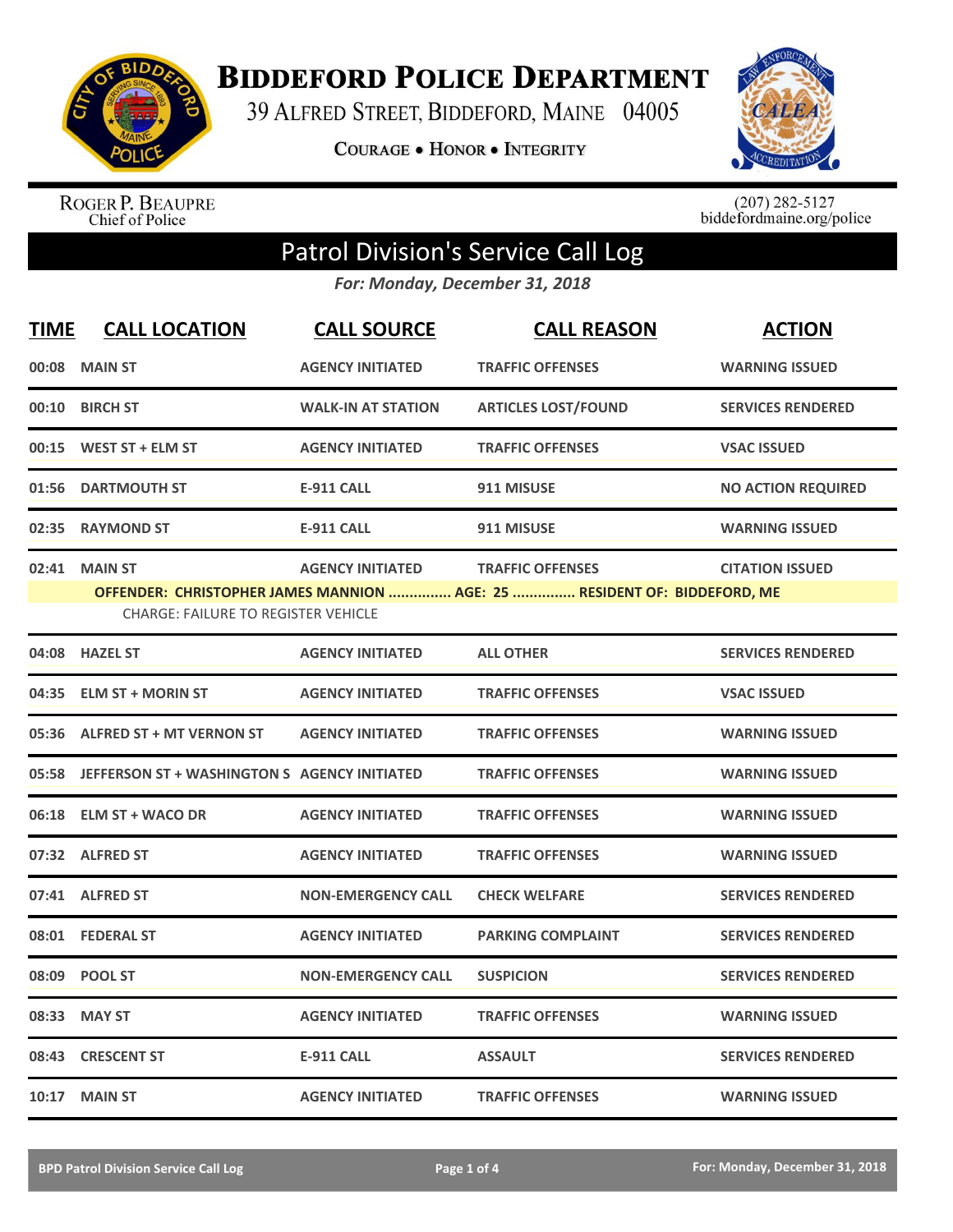# BIDDEFORD POLICE DEPARTMENT

39 ALFRED STREET, BIDDEFORD, MAINE 04005

COURAGE • HONOR • INTEGRITY

ROGER P. BEAUPRE
Chief of Police

(207) 282-5127
biddefordmaine.org/police

## Patrol Division's Service Call Log

*For: Monday, December 31, 2018*

| TIME | CALL LOCATION | CALL SOURCE | CALL REASON | ACTION |
|---|---|---|---|---|
| 00:08 | MAIN ST | AGENCY INITIATED | TRAFFIC OFFENSES | WARNING ISSUED |
| 00:10 | BIRCH ST | WALK-IN AT STATION | ARTICLES LOST/FOUND | SERVICES RENDERED |
| 00:15 | WEST ST + ELM ST | AGENCY INITIATED | TRAFFIC OFFENSES | VSAC ISSUED |
| 01:56 | DARTMOUTH ST | E-911 CALL | 911 MISUSE | NO ACTION REQUIRED |
| 02:35 | RAYMOND ST | E-911 CALL | 911 MISUSE | WARNING ISSUED |
| 02:41 | MAIN ST | AGENCY INITIATED | TRAFFIC OFFENSES | CITATION ISSUED |
| | OFFENDER: CHRISTOPHER JAMES MANNION ............... AGE: 25 ............... RESIDENT OF: BIDDEFORD, ME | | | |
| | CHARGE: FAILURE TO REGISTER VEHICLE | | | |
| 04:08 | HAZEL ST | AGENCY INITIATED | ALL OTHER | SERVICES RENDERED |
| 04:35 | ELM ST + MORIN ST | AGENCY INITIATED | TRAFFIC OFFENSES | VSAC ISSUED |
| 05:36 | ALFRED ST + MT VERNON ST | AGENCY INITIATED | TRAFFIC OFFENSES | WARNING ISSUED |
| 05:58 | JEFFERSON ST + WASHINGTON S | AGENCY INITIATED | TRAFFIC OFFENSES | WARNING ISSUED |
| 06:18 | ELM ST + WACO DR | AGENCY INITIATED | TRAFFIC OFFENSES | WARNING ISSUED |
| 07:32 | ALFRED ST | AGENCY INITIATED | TRAFFIC OFFENSES | WARNING ISSUED |
| 07:41 | ALFRED ST | NON-EMERGENCY CALL | CHECK WELFARE | SERVICES RENDERED |
| 08:01 | FEDERAL ST | AGENCY INITIATED | PARKING COMPLAINT | SERVICES RENDERED |
| 08:09 | POOL ST | NON-EMERGENCY CALL | SUSPICION | SERVICES RENDERED |
| 08:33 | MAY ST | AGENCY INITIATED | TRAFFIC OFFENSES | WARNING ISSUED |
| 08:43 | CRESCENT ST | E-911 CALL | ASSAULT | SERVICES RENDERED |
| 10:17 | MAIN ST | AGENCY INITIATED | TRAFFIC OFFENSES | WARNING ISSUED |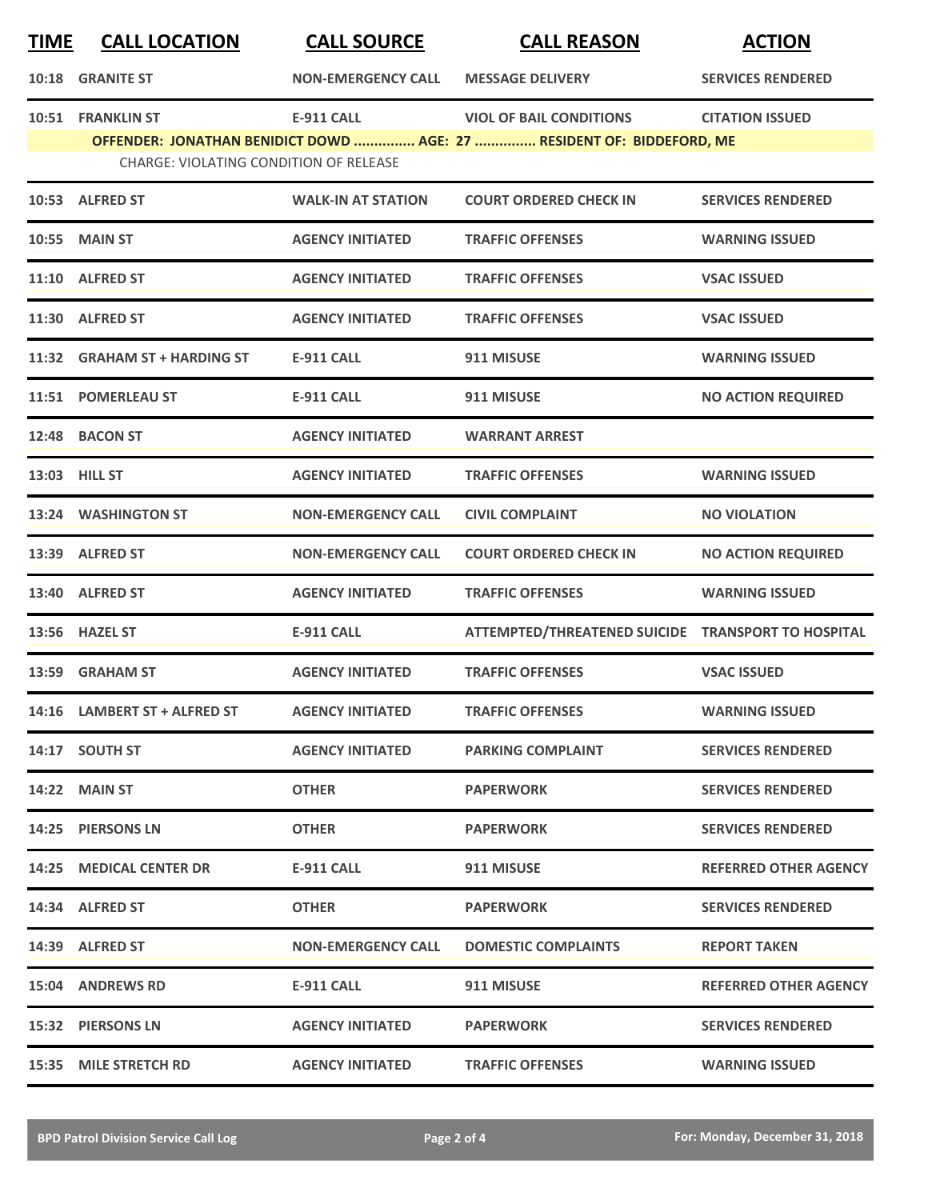| TIME | CALL LOCATION | CALL SOURCE | CALL REASON | ACTION |
|---|---|---|---|---|
| 10:18 | GRANITE ST | NON-EMERGENCY CALL | MESSAGE DELIVERY | SERVICES RENDERED |
| 10:51 | FRANKLIN ST | E-911 CALL | VIOL OF BAIL CONDITIONS | CITATION ISSUED |
| OFFENDER: JONATHAN BENIDICT DOWD ............... AGE: 27 ............... RESIDENT OF: BIDDEFORD, ME | | | | |
| CHARGE: VIOLATING CONDITION OF RELEASE | | | | |
| 10:53 | ALFRED ST | WALK-IN AT STATION | COURT ORDERED CHECK IN | SERVICES RENDERED |
| 10:55 | MAIN ST | AGENCY INITIATED | TRAFFIC OFFENSES | WARNING ISSUED |
| 11:10 | ALFRED ST | AGENCY INITIATED | TRAFFIC OFFENSES | VSAC ISSUED |
| 11:30 | ALFRED ST | AGENCY INITIATED | TRAFFIC OFFENSES | VSAC ISSUED |
| 11:32 | GRAHAM ST + HARDING ST | E-911 CALL | 911 MISUSE | WARNING ISSUED |
| 11:51 | POMERLEAU ST | E-911 CALL | 911 MISUSE | NO ACTION REQUIRED |
| 12:48 | BACON ST | AGENCY INITIATED | WARRANT ARREST | |
| 13:03 | HILL ST | AGENCY INITIATED | TRAFFIC OFFENSES | WARNING ISSUED |
| 13:24 | WASHINGTON ST | NON-EMERGENCY CALL | CIVIL COMPLAINT | NO VIOLATION |
| 13:39 | ALFRED ST | NON-EMERGENCY CALL | COURT ORDERED CHECK IN | NO ACTION REQUIRED |
| 13:40 | ALFRED ST | AGENCY INITIATED | TRAFFIC OFFENSES | WARNING ISSUED |
| 13:56 | HAZEL ST | E-911 CALL | ATTEMPTED/THREATENED SUICIDE | TRANSPORT TO HOSPITAL |
| 13:59 | GRAHAM ST | AGENCY INITIATED | TRAFFIC OFFENSES | VSAC ISSUED |
| 14:16 | LAMBERT ST + ALFRED ST | AGENCY INITIATED | TRAFFIC OFFENSES | WARNING ISSUED |
| 14:17 | SOUTH ST | AGENCY INITIATED | PARKING COMPLAINT | SERVICES RENDERED |
| 14:22 | MAIN ST | OTHER | PAPERWORK | SERVICES RENDERED |
| 14:25 | PIERSONS LN | OTHER | PAPERWORK | SERVICES RENDERED |
| 14:25 | MEDICAL CENTER DR | E-911 CALL | 911 MISUSE | REFERRED OTHER AGENCY |
| 14:34 | ALFRED ST | OTHER | PAPERWORK | SERVICES RENDERED |
| 14:39 | ALFRED ST | NON-EMERGENCY CALL | DOMESTIC COMPLAINTS | REPORT TAKEN |
| 15:04 | ANDREWS RD | E-911 CALL | 911 MISUSE | REFERRED OTHER AGENCY |
| 15:32 | PIERSONS LN | AGENCY INITIATED | PAPERWORK | SERVICES RENDERED |
| 15:35 | MILE STRETCH RD | AGENCY INITIATED | TRAFFIC OFFENSES | WARNING ISSUED |

BPD Patrol Division Service Call Log — For: Monday, December 31, 2018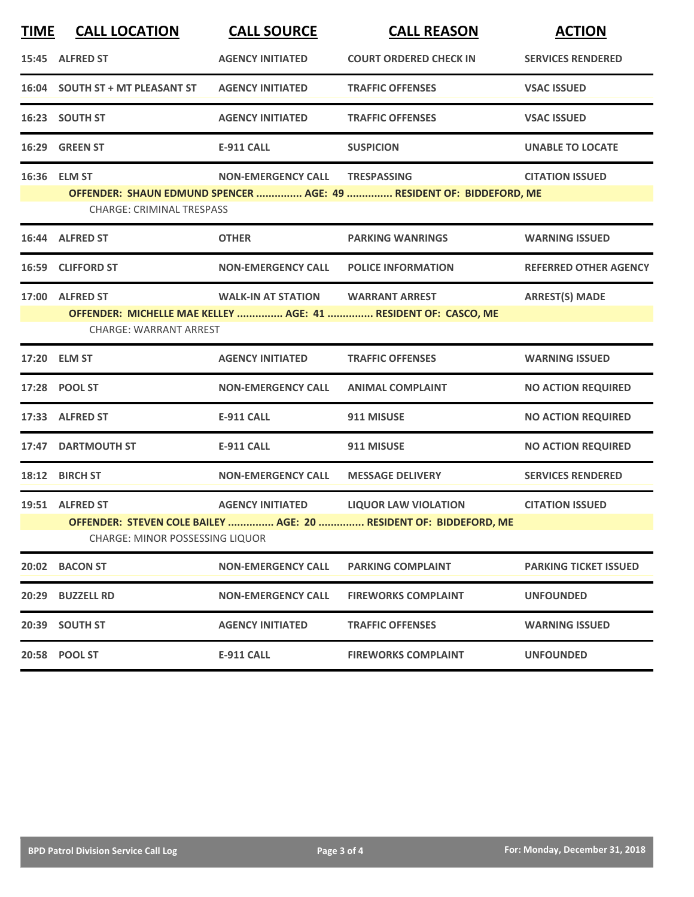| TIME | CALL LOCATION | CALL SOURCE | CALL REASON | ACTION |
|---|---|---|---|---|
| 15:45 | ALFRED ST | AGENCY INITIATED | COURT ORDERED CHECK IN | SERVICES RENDERED |
| 16:04 | SOUTH ST + MT PLEASANT ST | AGENCY INITIATED | TRAFFIC OFFENSES | VSAC ISSUED |
| 16:23 | SOUTH ST | AGENCY INITIATED | TRAFFIC OFFENSES | VSAC ISSUED |
| 16:29 | GREEN ST | E-911 CALL | SUSPICION | UNABLE TO LOCATE |
| 16:36 | ELM ST | NON-EMERGENCY CALL | TRESPASSING | CITATION ISSUED |
| | OFFENDER: SHAUN EDMUND SPENCER ............... AGE: 49 ............... RESIDENT OF: BIDDEFORD, ME | | | |
| | CHARGE: CRIMINAL TRESPASS | | | |
| 16:44 | ALFRED ST | OTHER | PARKING WANRINGS | WARNING ISSUED |
| 16:59 | CLIFFORD ST | NON-EMERGENCY CALL | POLICE INFORMATION | REFERRED OTHER AGENCY |
| 17:00 | ALFRED ST | WALK-IN AT STATION | WARRANT ARREST | ARREST(S) MADE |
| | OFFENDER: MICHELLE MAE KELLEY ............... AGE: 41 ............... RESIDENT OF: CASCO, ME | | | |
| | CHARGE: WARRANT ARREST | | | |
| 17:20 | ELM ST | AGENCY INITIATED | TRAFFIC OFFENSES | WARNING ISSUED |
| 17:28 | POOL ST | NON-EMERGENCY CALL | ANIMAL COMPLAINT | NO ACTION REQUIRED |
| 17:33 | ALFRED ST | E-911 CALL | 911 MISUSE | NO ACTION REQUIRED |
| 17:47 | DARTMOUTH ST | E-911 CALL | 911 MISUSE | NO ACTION REQUIRED |
| 18:12 | BIRCH ST | NON-EMERGENCY CALL | MESSAGE DELIVERY | SERVICES RENDERED |
| 19:51 | ALFRED ST | AGENCY INITIATED | LIQUOR LAW VIOLATION | CITATION ISSUED |
| | OFFENDER: STEVEN COLE BAILEY ............... AGE: 20 ............... RESIDENT OF: BIDDEFORD, ME | | | |
| | CHARGE: MINOR POSSESSING LIQUOR | | | |
| 20:02 | BACON ST | NON-EMERGENCY CALL | PARKING COMPLAINT | PARKING TICKET ISSUED |
| 20:29 | BUZZELL RD | NON-EMERGENCY CALL | FIREWORKS COMPLAINT | UNFOUNDED |
| 20:39 | SOUTH ST | AGENCY INITIATED | TRAFFIC OFFENSES | WARNING ISSUED |
| 20:58 | POOL ST | E-911 CALL | FIREWORKS COMPLAINT | UNFOUNDED |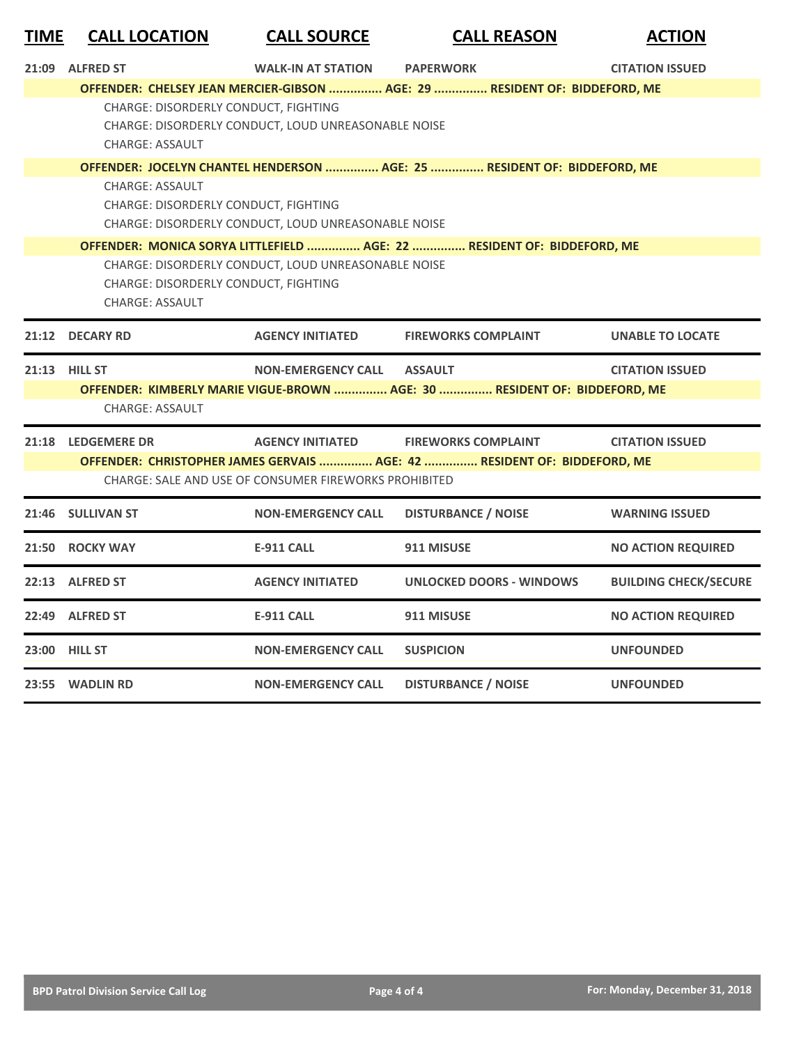| TIME | CALL LOCATION | CALL SOURCE | CALL REASON | ACTION |
|---|---|---|---|---|
| 21:09 | ALFRED ST | WALK-IN AT STATION | PAPERWORK | CITATION ISSUED |

**OFFENDER: CHELSEY JEAN MERCIER-GIBSON ............... AGE: 29 ............... RESIDENT OF: BIDDEFORD, ME**

CHARGE: DISORDERLY CONDUCT, FIGHTING
CHARGE: DISORDERLY CONDUCT, LOUD UNREASONABLE NOISE
CHARGE: ASSAULT

**OFFENDER: JOCELYN CHANTEL HENDERSON ............... AGE: 25 ............... RESIDENT OF: BIDDEFORD, ME**

CHARGE: ASSAULT
CHARGE: DISORDERLY CONDUCT, FIGHTING
CHARGE: DISORDERLY CONDUCT, LOUD UNREASONABLE NOISE

**OFFENDER: MONICA SORYA LITTLEFIELD ............... AGE: 22 ............... RESIDENT OF: BIDDEFORD, ME**

CHARGE: DISORDERLY CONDUCT, LOUD UNREASONABLE NOISE
CHARGE: DISORDERLY CONDUCT, FIGHTING
CHARGE: ASSAULT

| TIME | CALL LOCATION | CALL SOURCE | CALL REASON | ACTION |
|---|---|---|---|---|
| 21:12 | DECARY RD | AGENCY INITIATED | FIREWORKS COMPLAINT | UNABLE TO LOCATE |
| 21:13 | HILL ST | NON-EMERGENCY CALL | ASSAULT | CITATION ISSUED |

**OFFENDER: KIMBERLY MARIE VIGUE-BROWN ............... AGE: 30 ............... RESIDENT OF: BIDDEFORD, ME**

CHARGE: ASSAULT

| TIME | CALL LOCATION | CALL SOURCE | CALL REASON | ACTION |
|---|---|---|---|---|
| 21:18 | LEDGEMERE DR | AGENCY INITIATED | FIREWORKS COMPLAINT | CITATION ISSUED |

**OFFENDER: CHRISTOPHER JAMES GERVAIS ............... AGE: 42 ............... RESIDENT OF: BIDDEFORD, ME**

CHARGE: SALE AND USE OF CONSUMER FIREWORKS PROHIBITED

| TIME | CALL LOCATION | CALL SOURCE | CALL REASON | ACTION |
|---|---|---|---|---|
| 21:46 | SULLIVAN ST | NON-EMERGENCY CALL | DISTURBANCE / NOISE | WARNING ISSUED |
| 21:50 | ROCKY WAY | E-911 CALL | 911 MISUSE | NO ACTION REQUIRED |
| 22:13 | ALFRED ST | AGENCY INITIATED | UNLOCKED DOORS - WINDOWS | BUILDING CHECK/SECURE |
| 22:49 | ALFRED ST | E-911 CALL | 911 MISUSE | NO ACTION REQUIRED |
| 23:00 | HILL ST | NON-EMERGENCY CALL | SUSPICION | UNFOUNDED |
| 23:55 | WADLIN RD | NON-EMERGENCY CALL | DISTURBANCE / NOISE | UNFOUNDED |